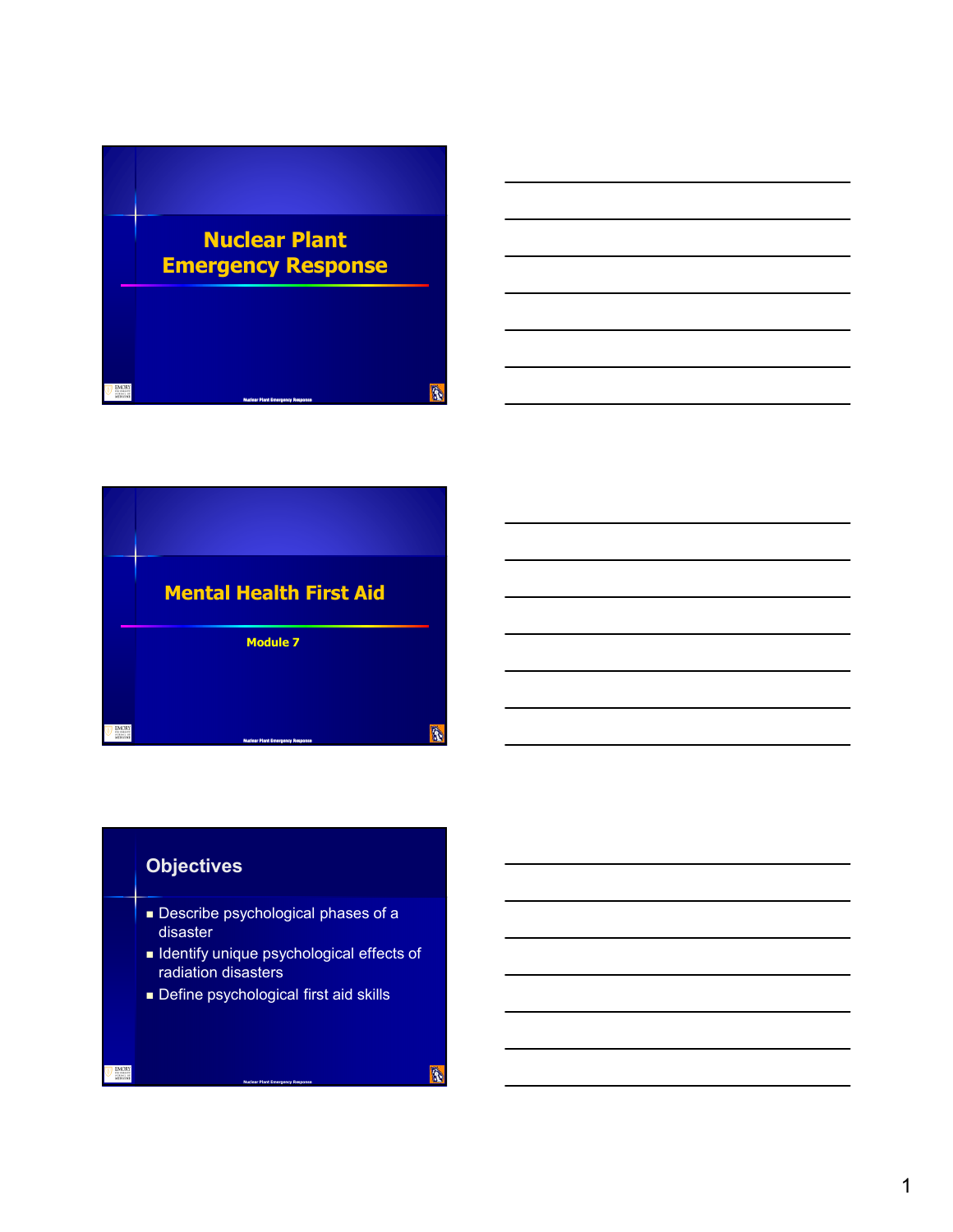# Nuclear Plant Emergency Response

## Mental Health First Aid

Module 7

## Objectives

- Describe psychological phases of a disaster
- Identify unique psychological effects of radiation disasters
- Define psychological first aid skills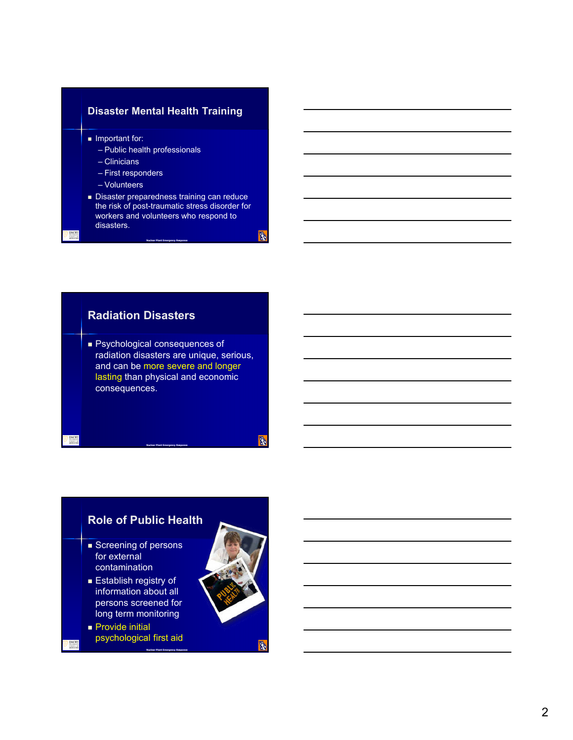## Disaster Mental Health Training

- Important for:
  - Public health professionals
  - Clinicians
  - First responders
  - Volunteers
- Disaster preparedness training can reduce the risk of post-traumatic stress disorder for workers and volunteers who respond to disasters.

## Radiation Disasters

- Psychological consequences of radiation disasters are unique, serious, and can be more severe and longer lasting than physical and economic consequences.

## Role of Public Health

- Screening of persons for external contamination
- Establish registry of information about all persons screened for long term monitoring
- Provide initial psychological first aid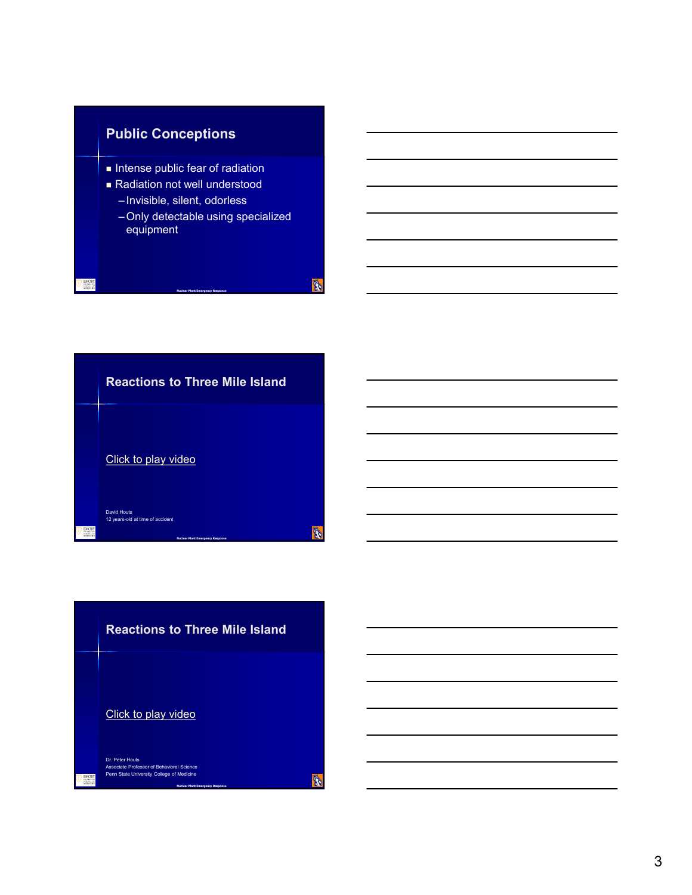## Public Conceptions

- Intense public fear of radiation
- Radiation not well understood
  - Invisible, silent, odorless
  - Only detectable using specialized equipment

Nuclear Plant Emergency Response

## Reactions to Three Mile Island

Click to play video

David Houts
12 years-old at time of accident

Nuclear Plant Emergency Response

## Reactions to Three Mile Island

Click to play video

Dr. Peter Houts
Associate Professor of Behavioral Science
Penn State University College of Medicine

Nuclear Plant Emergency Response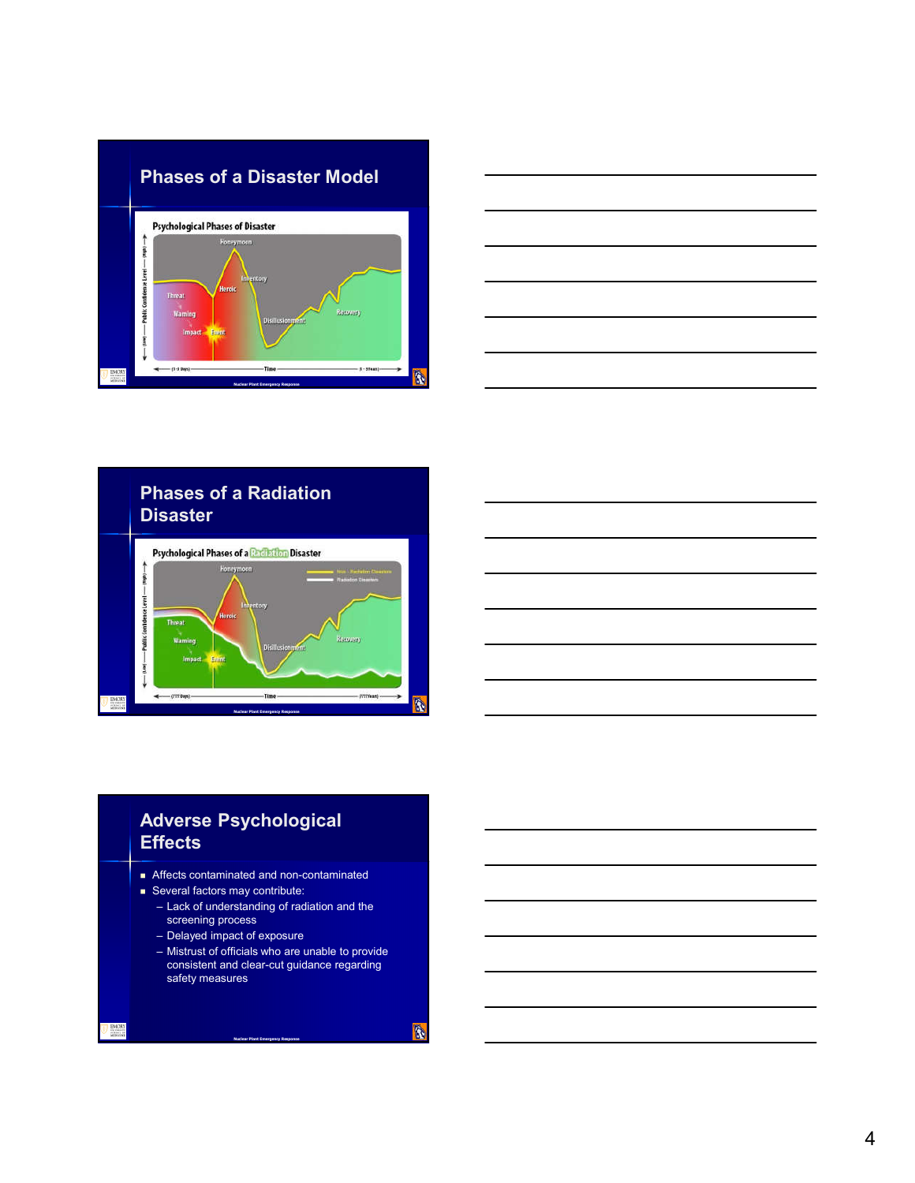## Phases of a Disaster Model

Psychological Phases of Disaster

Honeymoon, Heroic, Inventory, Threat, Warning, Impact, Event, Disillusionment, Recovery

Public Confidence Level (Low) — (High)

(1-3 Days) — Time — (1 - 3Years)

Nuclear Plant Emergency Response

## Phases of a Radiation Disaster

Psychological Phases of a Radiation Disaster

Non - Radiation Disasters

Radiation Disasters

Honeymoon, Heroic, Inventory, Threat, Warning, Impact, Event, Disillusionment, Recovery

Public Confidence Level (Low) — (High)

(??? Days) — Time — (???Years)

Nuclear Plant Emergency Response

## Adverse Psychological Effects

- Affects contaminated and non-contaminated
- Several factors may contribute:
  - Lack of understanding of radiation and the screening process
  - Delayed impact of exposure
  - Mistrust of officials who are unable to provide consistent and clear-cut guidance regarding safety measures

Nuclear Plant Emergency Response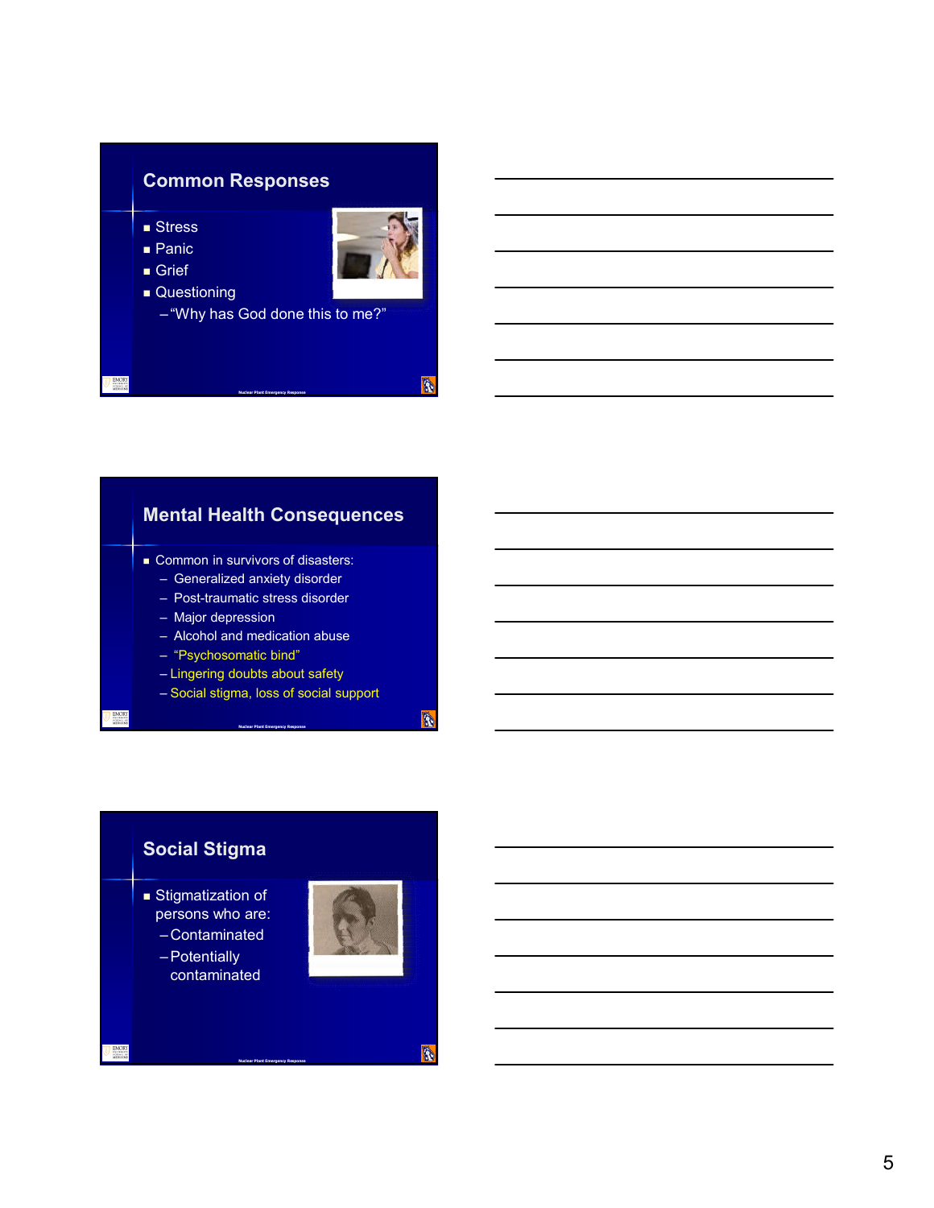## Common Responses

- Stress
- Panic
- Grief
- Questioning
  - "Why has God done this to me?"

## Mental Health Consequences

- Common in survivors of disasters:
  - Generalized anxiety disorder
  - Post-traumatic stress disorder
  - Major depression
  - Alcohol and medication abuse
  - "Psychosomatic bind"
  - Lingering doubts about safety
  - Social stigma, loss of social support

## Social Stigma

- Stigmatization of persons who are:
  - Contaminated
  - Potentially contaminated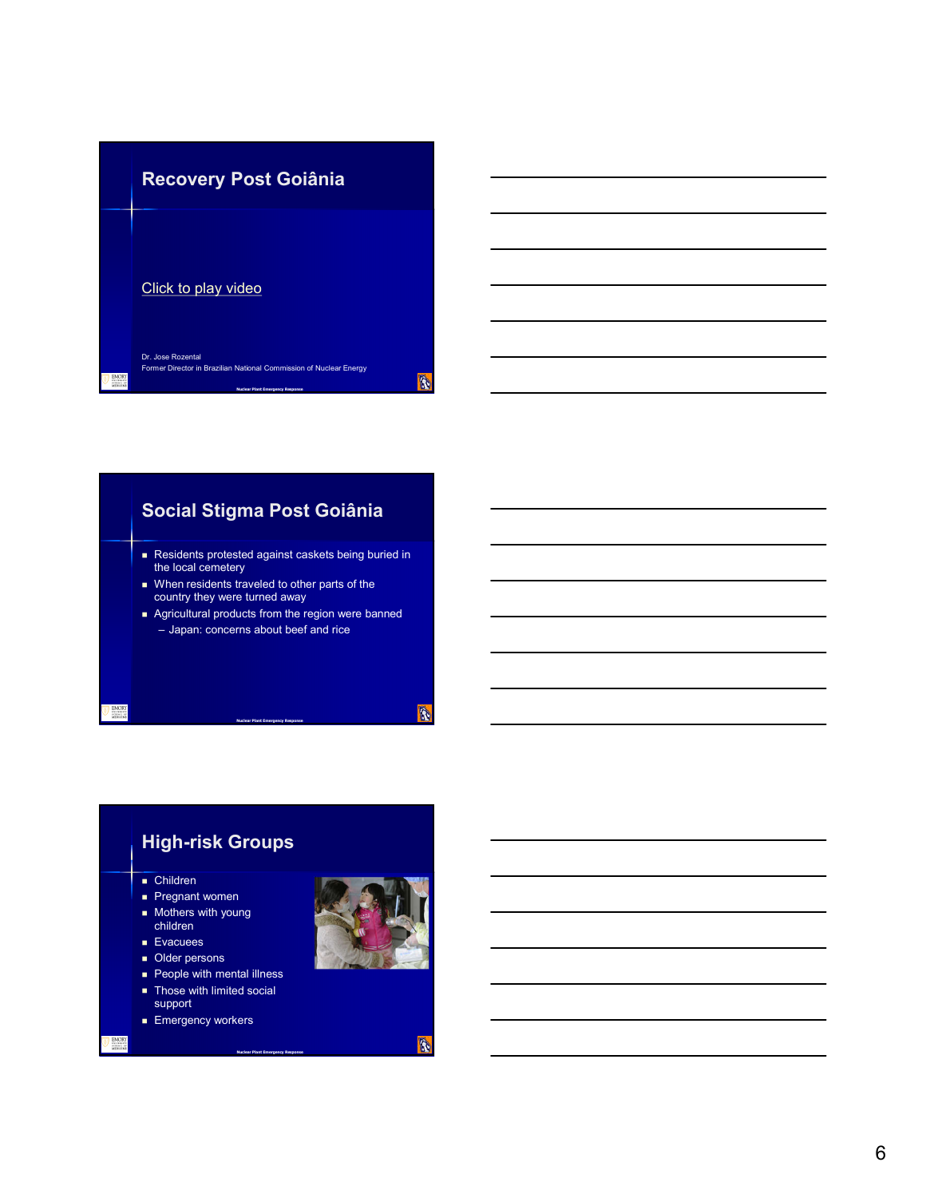## Recovery Post Goiânia

Click to play video

Dr. Jose Rozental
Former Director in Brazilian National Commission of Nuclear Energy

## Social Stigma Post Goiânia

- Residents protested against caskets being buried in the local cemetery
- When residents traveled to other parts of the country they were turned away
- Agricultural products from the region were banned
  - Japan: concerns about beef and rice

## High-risk Groups

- Children
- Pregnant women
- Mothers with young children
- Evacuees
- Older persons
- People with mental illness
- Those with limited social support
- Emergency workers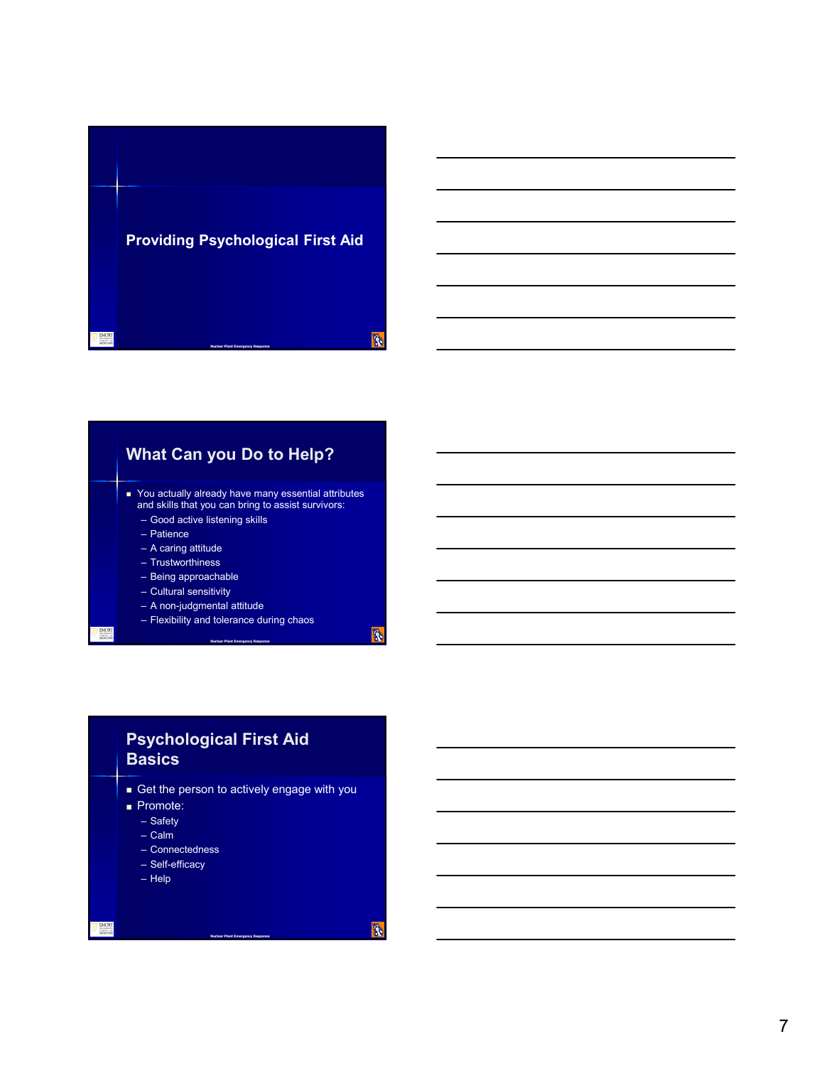# Providing Psychological First Aid

## What Can you Do to Help?

- You actually already have many essential attributes and skills that you can bring to assist survivors:
  - Good active listening skills
  - Patience
  - A caring attitude
  - Trustworthiness
  - Being approachable
  - Cultural sensitivity
  - A non-judgmental attitude
  - Flexibility and tolerance during chaos

## Psychological First Aid Basics

- Get the person to actively engage with you
- Promote:
  - Safety
  - Calm
  - Connectedness
  - Self-efficacy
  - Help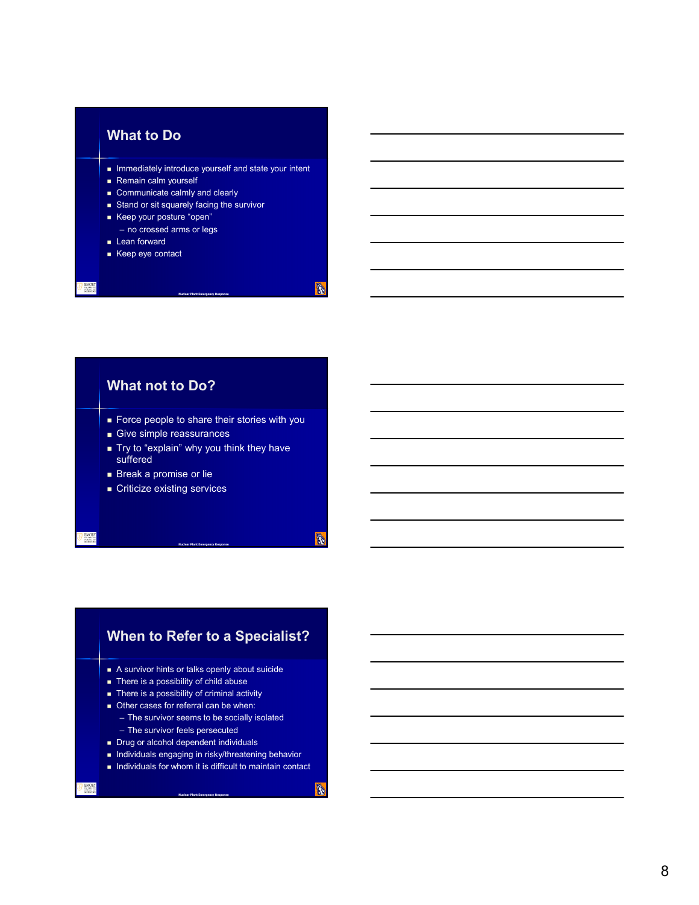## What to Do

- Immediately introduce yourself and state your intent
- Remain calm yourself
- Communicate calmly and clearly
- Stand or sit squarely facing the survivor
- Keep your posture "open"
  - no crossed arms or legs
- Lean forward
- Keep eye contact

## What not to Do?

- Force people to share their stories with you
- Give simple reassurances
- Try to "explain" why you think they have suffered
- Break a promise or lie
- Criticize existing services

## When to Refer to a Specialist?

- A survivor hints or talks openly about suicide
- There is a possibility of child abuse
- There is a possibility of criminal activity
- Other cases for referral can be when:
  - The survivor seems to be socially isolated
  - The survivor feels persecuted
- Drug or alcohol dependent individuals
- Individuals engaging in risky/threatening behavior
- Individuals for whom it is difficult to maintain contact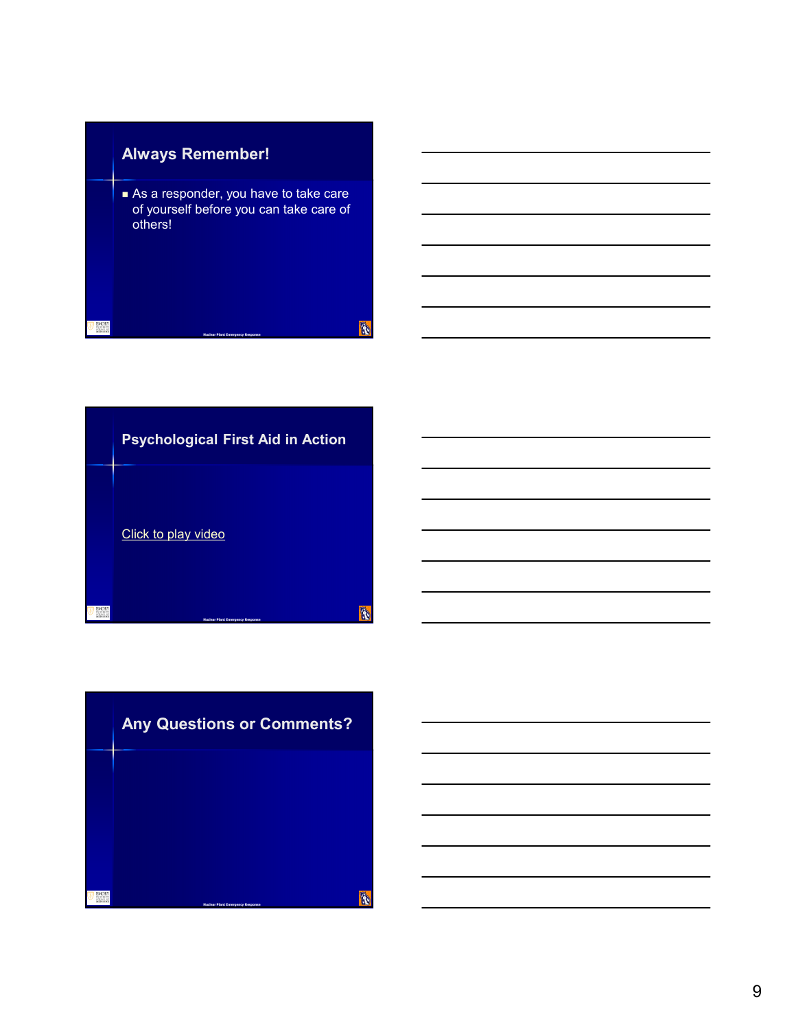## Always Remember!

- As a responder, you have to take care of yourself before you can take care of others!

## Psychological First Aid in Action

Click to play video

## Any Questions or Comments?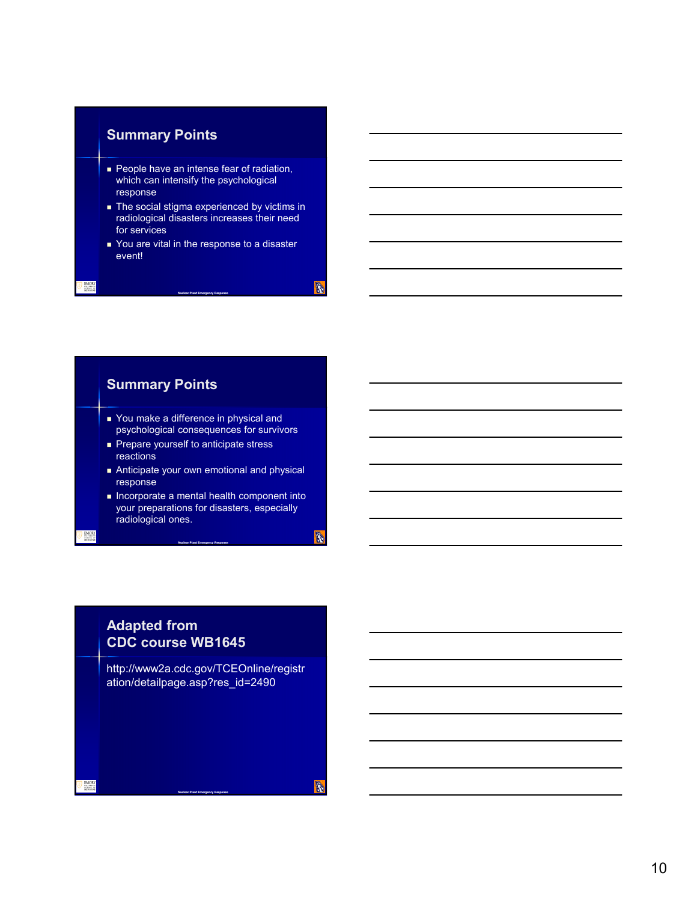## Summary Points

- People have an intense fear of radiation, which can intensify the psychological response
- The social stigma experienced by victims in radiological disasters increases their need for services
- You are vital in the response to a disaster event!

## Summary Points

- You make a difference in physical and psychological consequences for survivors
- Prepare yourself to anticipate stress reactions
- Anticipate your own emotional and physical response
- Incorporate a mental health component into your preparations for disasters, especially radiological ones.

## Adapted from CDC course WB1645

http://www2a.cdc.gov/TCEOnline/registration/detailpage.asp?res_id=2490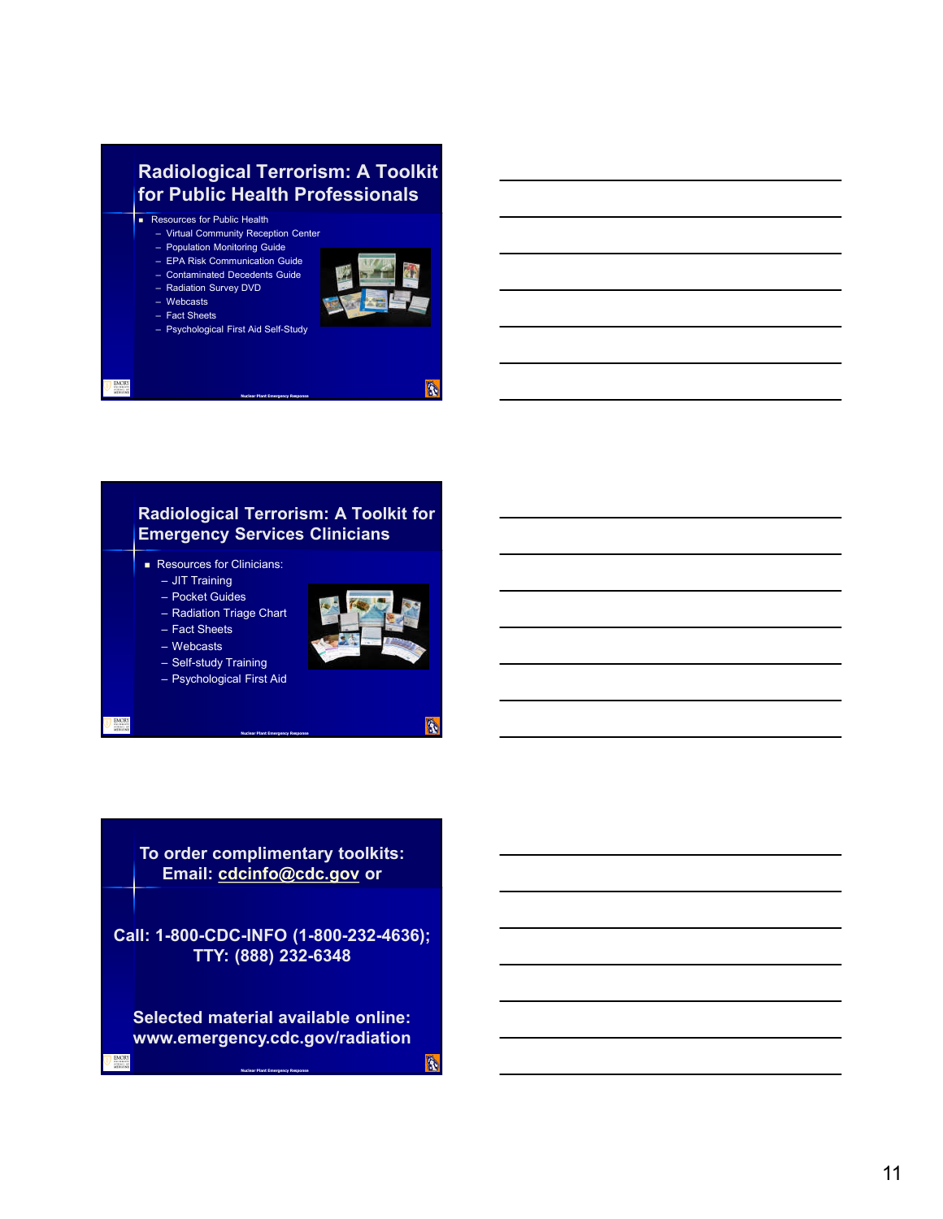## Radiological Terrorism: A Toolkit for Public Health Professionals

- Resources for Public Health
  - Virtual Community Reception Center
  - Population Monitoring Guide
  - EPA Risk Communication Guide
  - Contaminated Decedents Guide
  - Radiation Survey DVD
  - Webcasts
  - Fact Sheets
  - Psychological First Aid Self-Study

Nuclear Plant Emergency Response

## Radiological Terrorism: A Toolkit for Emergency Services Clinicians

- Resources for Clinicians:
  - JIT Training
  - Pocket Guides
  - Radiation Triage Chart
  - Fact Sheets
  - Webcasts
  - Self-study Training
  - Psychological First Aid

Nuclear Plant Emergency Response

## To order complimentary toolkits: Email: cdcinfo@cdc.gov or

**Call: 1-800-CDC-INFO (1-800-232-4636); TTY: (888) 232-6348**

**Selected material available online: www.emergency.cdc.gov/radiation**

Nuclear Plant Emergency Response